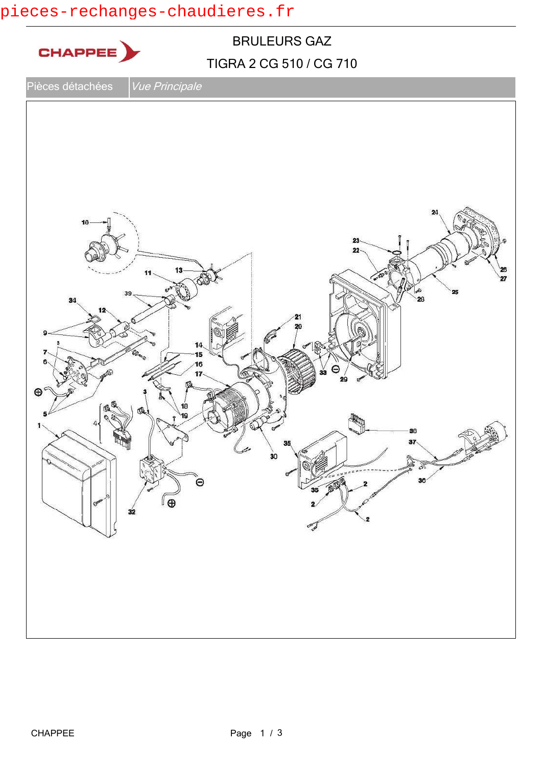pieces-rechanges-chaudieres.fr

CHAPPEE

# BRULEURS GAZ

## TIGRA 2 CG 510 / CG 710

| Pièces détachées | *Vue Principale* |
|---|---|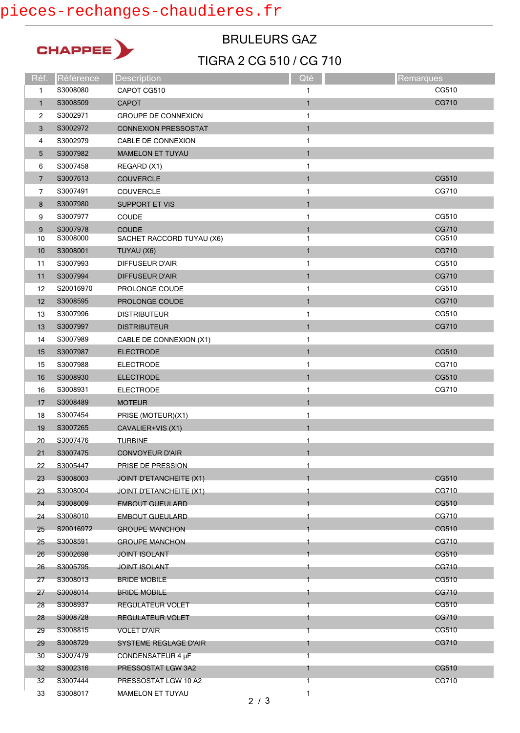pieces-rechanges-chaudieres.fr

CHAPPEE

# BRULEURS GAZ

## TIGRA 2 CG 510 / CG 710

| Réf. | Référence | Description | Qté | | Remarques |
|---|---|---|---|---|---|
| 1 | S3008080 | CAPOT CG510 | 1 | | CG510 |
| 1 | S3008509 | CAPOT | 1 | | CG710 |
| 2 | S3002971 | GROUPE DE CONNEXION | 1 | | |
| 3 | S3002972 | CONNEXION PRESSOSTAT | 1 | | |
| 4 | S3002979 | CABLE DE CONNEXION | 1 | | |
| 5 | S3007982 | MAMELON ET TUYAU | 1 | | |
| 6 | S3007458 | REGARD (X1) | 1 | | |
| 7 | S3007613 | COUVERCLE | 1 | | CG510 |
| 7 | S3007491 | COUVERCLE | 1 | | CG710 |
| 8 | S3007980 | SUPPORT ET VIS | 1 | | |
| 9 | S3007977 | COUDE | 1 | | CG510 |
| 9 | S3007978 | COUDE | 1 | | CG710 |
| 10 | S3008000 | SACHET RACCORD TUYAU (X6) | 1 | | CG510 |
| 10 | S3008001 | TUYAU (X6) | 1 | | CG710 |
| 11 | S3007993 | DIFFUSEUR D'AIR | 1 | | CG510 |
| 11 | S3007994 | DIFFUSEUR D'AIR | 1 | | CG710 |
| 12 | S20016970 | PROLONGE COUDE | 1 | | CG510 |
| 12 | S3008595 | PROLONGE COUDE | 1 | | CG710 |
| 13 | S3007996 | DISTRIBUTEUR | 1 | | CG510 |
| 13 | S3007997 | DISTRIBUTEUR | 1 | | CG710 |
| 14 | S3007989 | CABLE DE CONNEXION (X1) | 1 | | |
| 15 | S3007987 | ELECTRODE | 1 | | CG510 |
| 15 | S3007988 | ELECTRODE | 1 | | CG710 |
| 16 | S3008930 | ELECTRODE | 1 | | CG510 |
| 16 | S3008931 | ELECTRODE | 1 | | CG710 |
| 17 | S3008489 | MOTEUR | 1 | | |
| 18 | S3007454 | PRISE (MOTEUR)(X1) | 1 | | |
| 19 | S3007265 | CAVALIER+VIS (X1) | 1 | | |
| 20 | S3007476 | TURBINE | 1 | | |
| 21 | S3007475 | CONVOYEUR D'AIR | 1 | | |
| 22 | S3005447 | PRISE DE PRESSION | 1 | | |
| 23 | S3008003 | JOINT D'ETANCHEITE (X1) | 1 | | CG510 |
| 23 | S3008004 | JOINT D'ETANCHEITE (X1) | 1 | | CG710 |
| 24 | S3008009 | EMBOUT GUEULARD | 1 | | CG510 |
| 24 | S3008010 | EMBOUT GUEULARD | 1 | | CG710 |
| 25 | S20016972 | GROUPE MANCHON | 1 | | CG510 |
| 25 | S3008591 | GROUPE MANCHON | 1 | | CG710 |
| 26 | S3002698 | JOINT ISOLANT | 1 | | CG510 |
| 26 | S3005795 | JOINT ISOLANT | 1 | | CG710 |
| 27 | S3008013 | BRIDE MOBILE | 1 | | CG510 |
| 27 | S3008014 | BRIDE MOBILE | 1 | | CG710 |
| 28 | S3008937 | REGULATEUR VOLET | 1 | | CG510 |
| 28 | S3008728 | REGULATEUR VOLET | 1 | | CG710 |
| 29 | S3008815 | VOLET D'AIR | 1 | | CG510 |
| 29 | S3008729 | SYSTEME REGLAGE D'AIR | 1 | | CG710 |
| 30 | S3007479 | CONDENSATEUR 4 µF | 1 | | |
| 32 | S3002316 | PRESSOSTAT LGW 3A2 | 1 | | CG510 |
| 32 | S3007444 | PRESSOSTAT LGW 10 A2 | 1 | | CG710 |
| 33 | S3008017 | MAMELON ET TUYAU | 1 | | |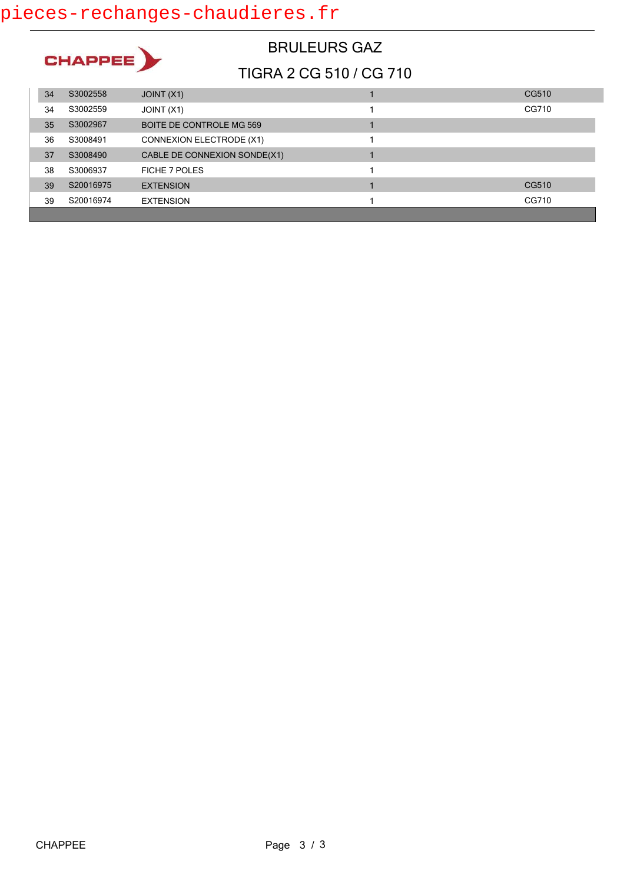pieces-rechanges-chaudieres.fr

CHAPPEE

# BRULEURS GAZ

## TIGRA 2 CG 510 / CG 710

| | | | | |
|---|---|---|---|---|
| 34 | S3002558 | JOINT (X1) | 1 | CG510 |
| 34 | S3002559 | JOINT (X1) | 1 | CG710 |
| 35 | S3002967 | BOITE DE CONTROLE MG 569 | 1 | |
| 36 | S3008491 | CONNEXION ELECTRODE (X1) | 1 | |
| 37 | S3008490 | CABLE DE CONNEXION SONDE(X1) | 1 | |
| 38 | S3006937 | FICHE 7 POLES | 1 | |
| 39 | S20016975 | EXTENSION | 1 | CG510 |
| 39 | S20016974 | EXTENSION | 1 | CG710 |